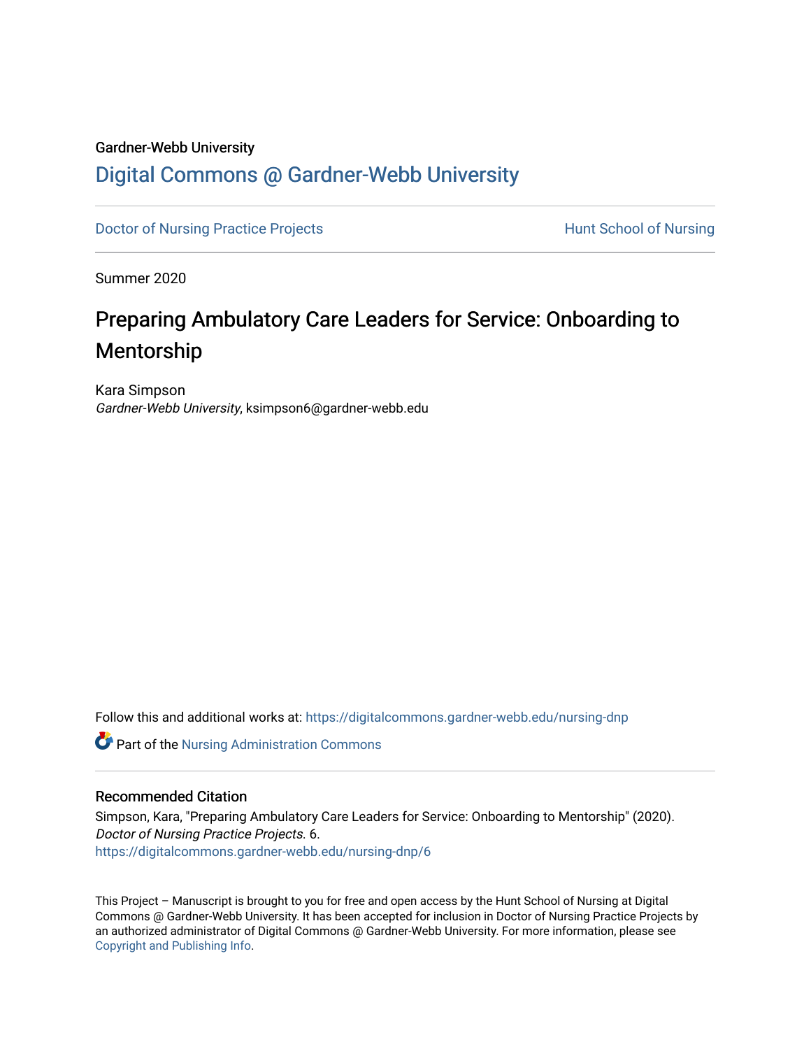Gardner-Webb University

# Digital Commons @ Gardner-Webb University

Doctor of Nursing Practice Projects | Hunt School of Nursing

Summer 2020

## Preparing Ambulatory Care Leaders for Service: Onboarding to Mentorship

Kara Simpson
*Gardner-Webb University*, ksimpson6@gardner-webb.edu

Follow this and additional works at: https://digitalcommons.gardner-webb.edu/nursing-dnp

Part of the Nursing Administration Commons

### Recommended Citation

Simpson, Kara, "Preparing Ambulatory Care Leaders for Service: Onboarding to Mentorship" (2020). *Doctor of Nursing Practice Projects*. 6.
https://digitalcommons.gardner-webb.edu/nursing-dnp/6

This Project – Manuscript is brought to you for free and open access by the Hunt School of Nursing at Digital Commons @ Gardner-Webb University. It has been accepted for inclusion in Doctor of Nursing Practice Projects by an authorized administrator of Digital Commons @ Gardner-Webb University. For more information, please see Copyright and Publishing Info.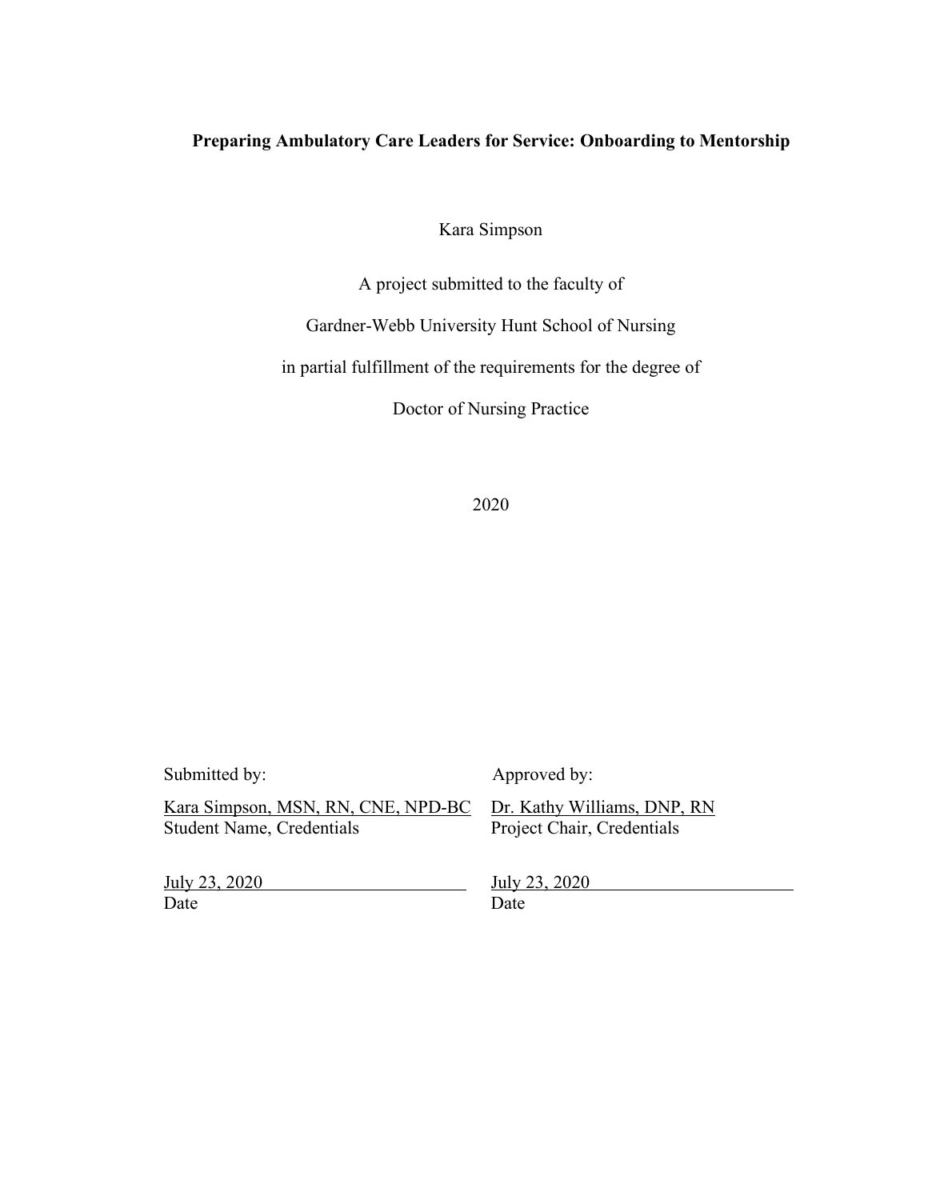**Preparing Ambulatory Care Leaders for Service: Onboarding to Mentorship**

Kara Simpson

A project submitted to the faculty of

Gardner-Webb University Hunt School of Nursing

in partial fulfillment of the requirements for the degree of

Doctor of Nursing Practice

2020

| Submitted by: | Approved by: |
|---|---|
| Kara Simpson, MSN, RN, CNE, NPD-BC | Dr. Kathy Williams, DNP, RN |
| Student Name, Credentials | Project Chair, Credentials |
| July 23, 2020 | July 23, 2020 |
| Date | Date |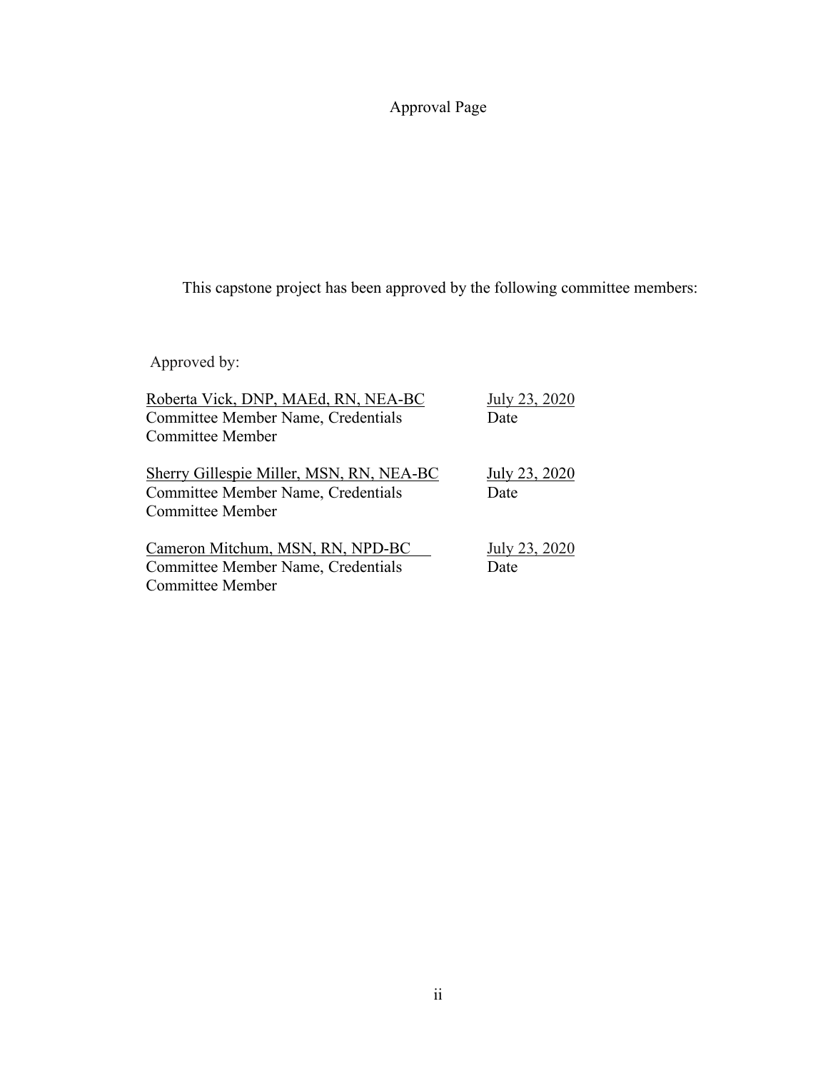# Approval Page

This capstone project has been approved by the following committee members:

Approved by:

Roberta Vick, DNP, MAEd, RN, NEA-BC  
Committee Member Name, Credentials  
Committee Member  
July 23, 2020  
Date

Sherry Gillespie Miller, MSN, RN, NEA-BC  
Committee Member Name, Credentials  
Committee Member  
July 23, 2020  
Date

Cameron Mitchum, MSN, RN, NPD-BC  
Committee Member Name, Credentials  
Committee Member  
July 23, 2020  
Date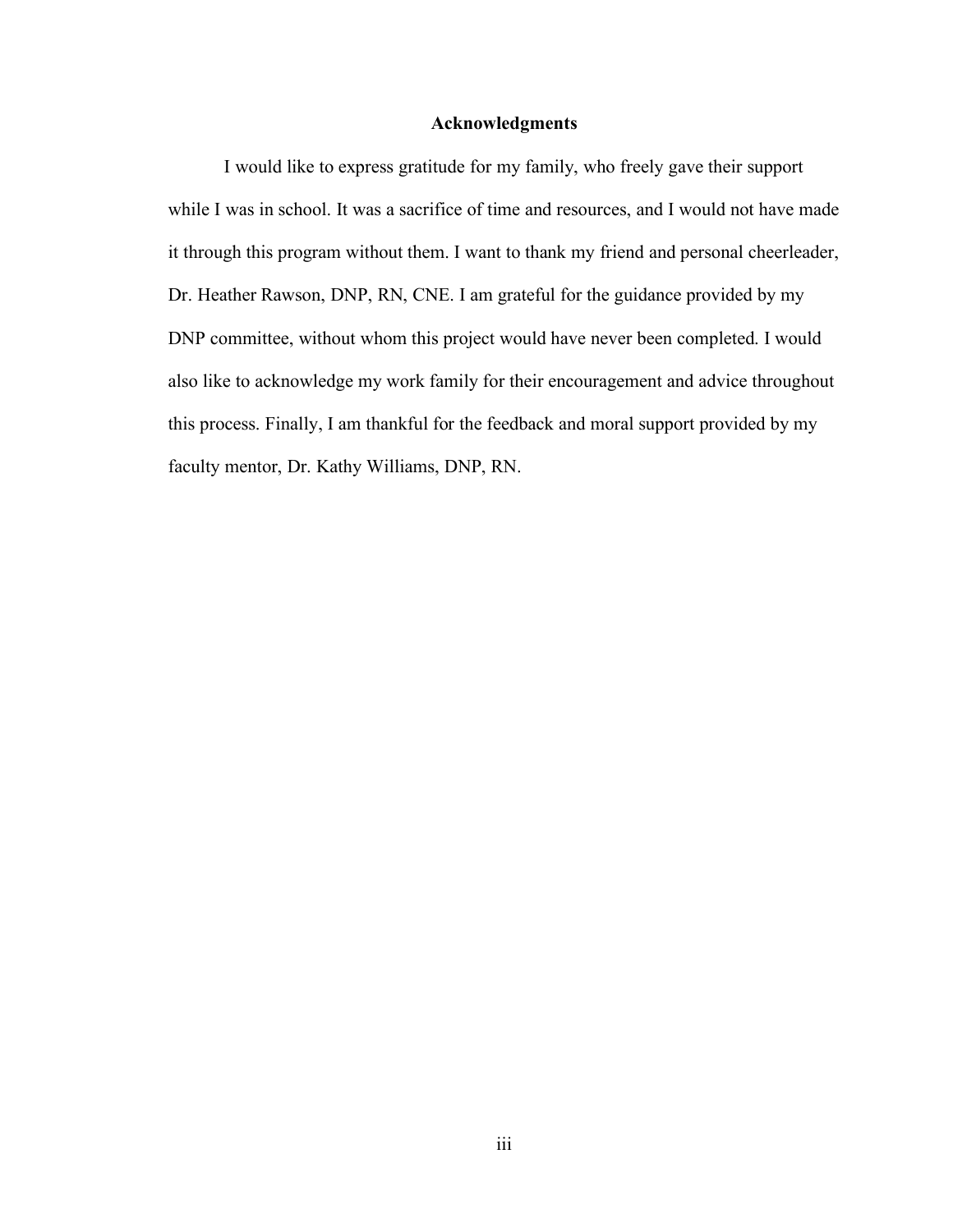## Acknowledgments

I would like to express gratitude for my family, who freely gave their support while I was in school. It was a sacrifice of time and resources, and I would not have made it through this program without them. I want to thank my friend and personal cheerleader, Dr. Heather Rawson, DNP, RN, CNE. I am grateful for the guidance provided by my DNP committee, without whom this project would have never been completed. I would also like to acknowledge my work family for their encouragement and advice throughout this process. Finally, I am thankful for the feedback and moral support provided by my faculty mentor, Dr. Kathy Williams, DNP, RN.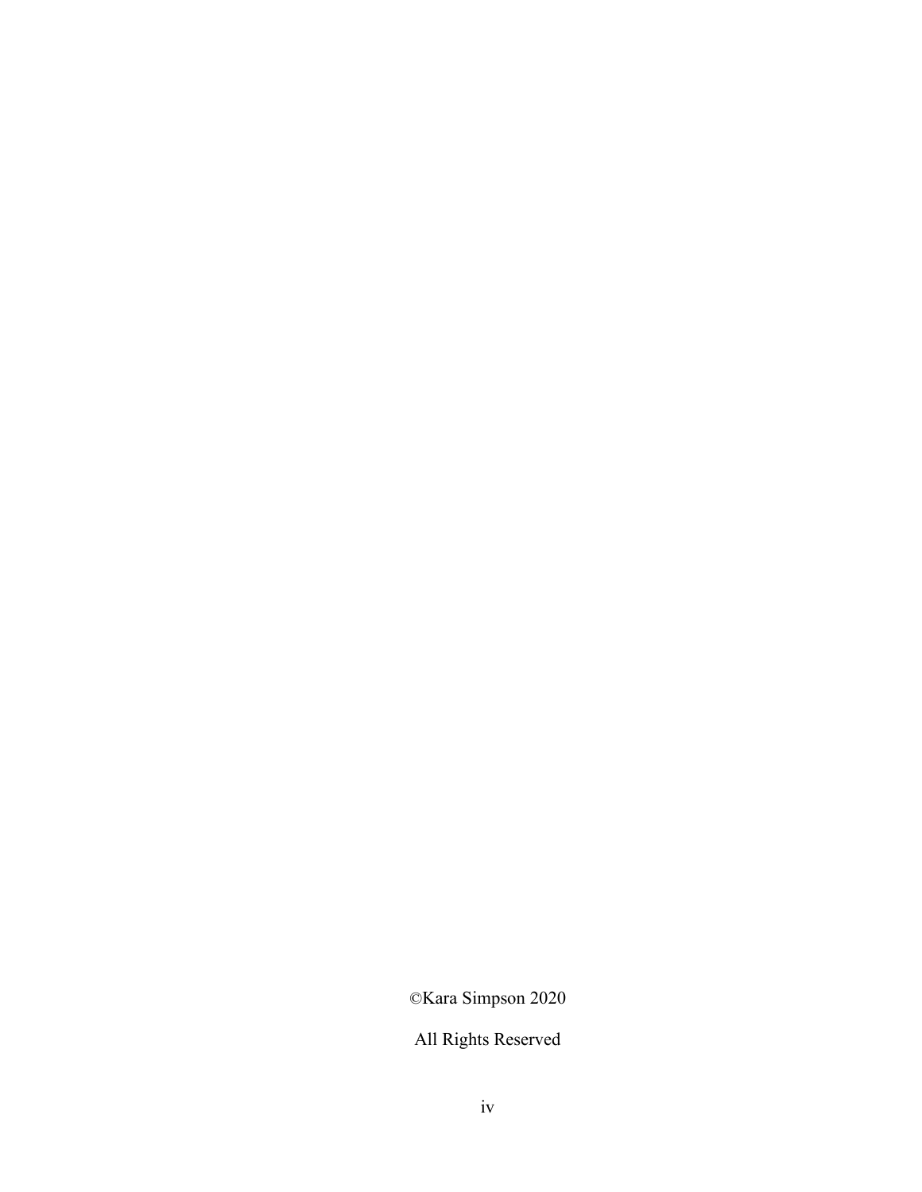©Kara Simpson 2020

All Rights Reserved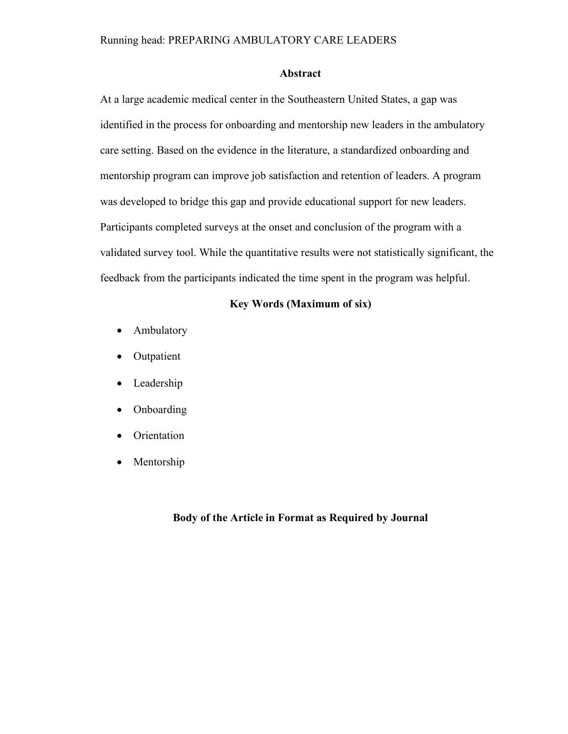## Abstract

At a large academic medical center in the Southeastern United States, a gap was identified in the process for onboarding and mentorship new leaders in the ambulatory care setting. Based on the evidence in the literature, a standardized onboarding and mentorship program can improve job satisfaction and retention of leaders. A program was developed to bridge this gap and provide educational support for new leaders. Participants completed surveys at the onset and conclusion of the program with a validated survey tool. While the quantitative results were not statistically significant, the feedback from the participants indicated the time spent in the program was helpful.

## Key Words (Maximum of six)

- Ambulatory
- Outpatient
- Leadership
- Onboarding
- Orientation
- Mentorship

## Body of the Article in Format as Required by Journal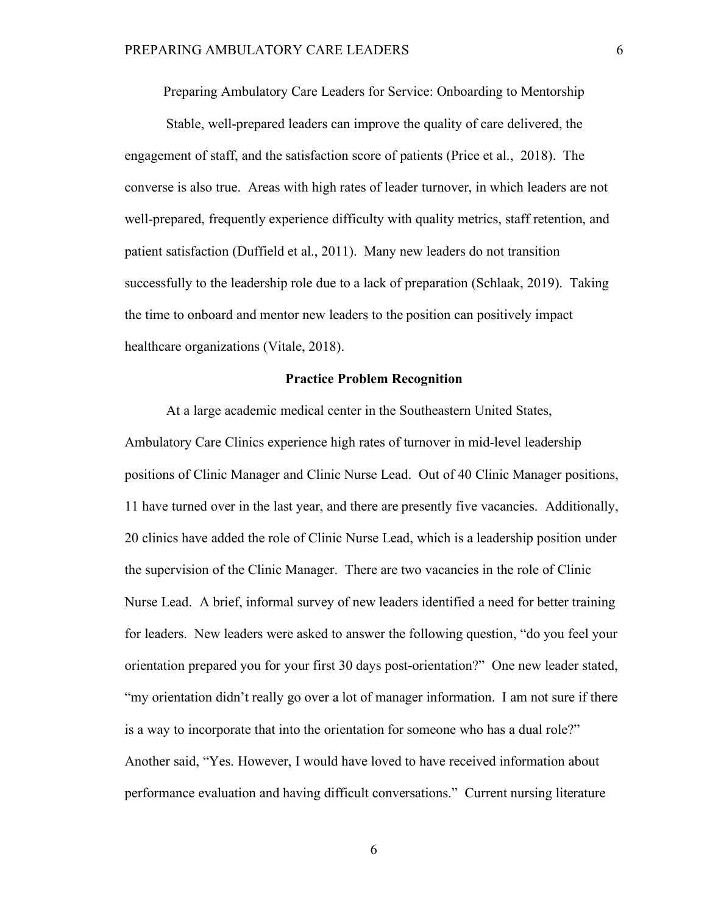Preparing Ambulatory Care Leaders for Service: Onboarding to Mentorship

Stable, well-prepared leaders can improve the quality of care delivered, the engagement of staff, and the satisfaction score of patients (Price et al., 2018). The converse is also true. Areas with high rates of leader turnover, in which leaders are not well-prepared, frequently experience difficulty with quality metrics, staff retention, and patient satisfaction (Duffield et al., 2011). Many new leaders do not transition successfully to the leadership role due to a lack of preparation (Schlaak, 2019). Taking the time to onboard and mentor new leaders to the position can positively impact healthcare organizations (Vitale, 2018).

## Practice Problem Recognition

At a large academic medical center in the Southeastern United States, Ambulatory Care Clinics experience high rates of turnover in mid-level leadership positions of Clinic Manager and Clinic Nurse Lead. Out of 40 Clinic Manager positions, 11 have turned over in the last year, and there are presently five vacancies. Additionally, 20 clinics have added the role of Clinic Nurse Lead, which is a leadership position under the supervision of the Clinic Manager. There are two vacancies in the role of Clinic Nurse Lead. A brief, informal survey of new leaders identified a need for better training for leaders. New leaders were asked to answer the following question, "do you feel your orientation prepared you for your first 30 days post-orientation?" One new leader stated, "my orientation didn't really go over a lot of manager information. I am not sure if there is a way to incorporate that into the orientation for someone who has a dual role?" Another said, "Yes. However, I would have loved to have received information about performance evaluation and having difficult conversations." Current nursing literature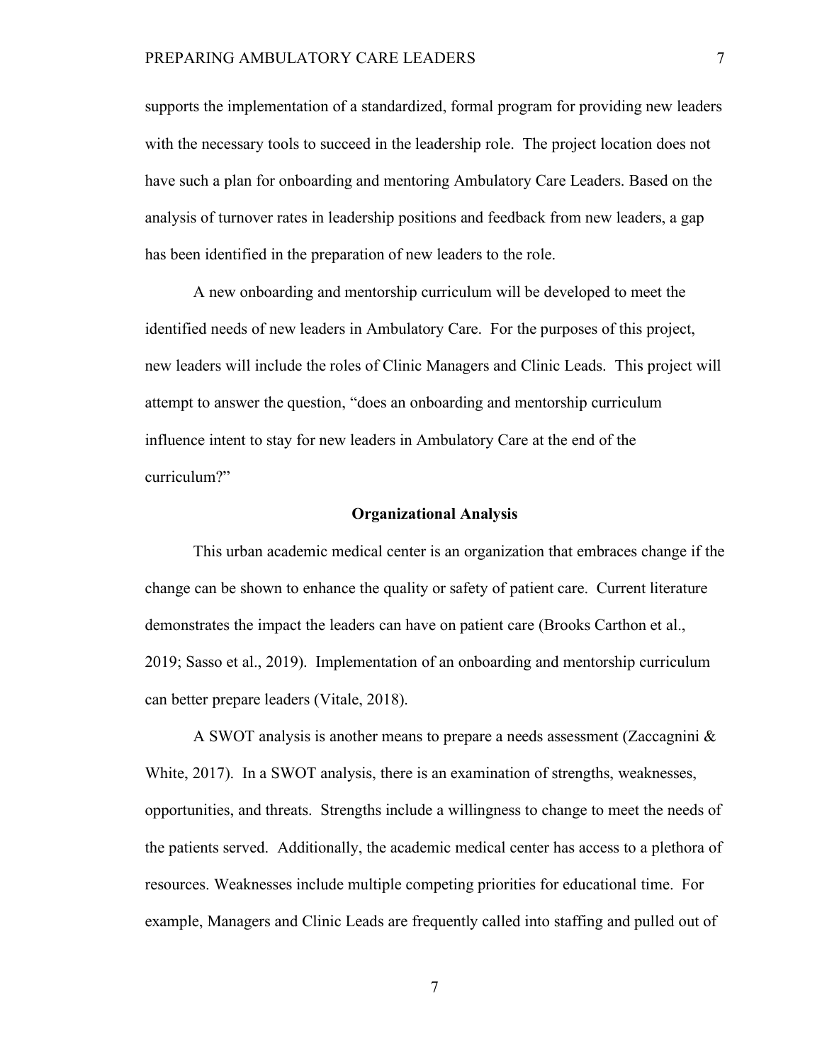supports the implementation of a standardized, formal program for providing new leaders with the necessary tools to succeed in the leadership role. The project location does not have such a plan for onboarding and mentoring Ambulatory Care Leaders. Based on the analysis of turnover rates in leadership positions and feedback from new leaders, a gap has been identified in the preparation of new leaders to the role.

A new onboarding and mentorship curriculum will be developed to meet the identified needs of new leaders in Ambulatory Care. For the purposes of this project, new leaders will include the roles of Clinic Managers and Clinic Leads. This project will attempt to answer the question, "does an onboarding and mentorship curriculum influence intent to stay for new leaders in Ambulatory Care at the end of the curriculum?"

## Organizational Analysis

This urban academic medical center is an organization that embraces change if the change can be shown to enhance the quality or safety of patient care. Current literature demonstrates the impact the leaders can have on patient care (Brooks Carthon et al., 2019; Sasso et al., 2019). Implementation of an onboarding and mentorship curriculum can better prepare leaders (Vitale, 2018).

A SWOT analysis is another means to prepare a needs assessment (Zaccagnini & White, 2017). In a SWOT analysis, there is an examination of strengths, weaknesses, opportunities, and threats. Strengths include a willingness to change to meet the needs of the patients served. Additionally, the academic medical center has access to a plethora of resources. Weaknesses include multiple competing priorities for educational time. For example, Managers and Clinic Leads are frequently called into staffing and pulled out of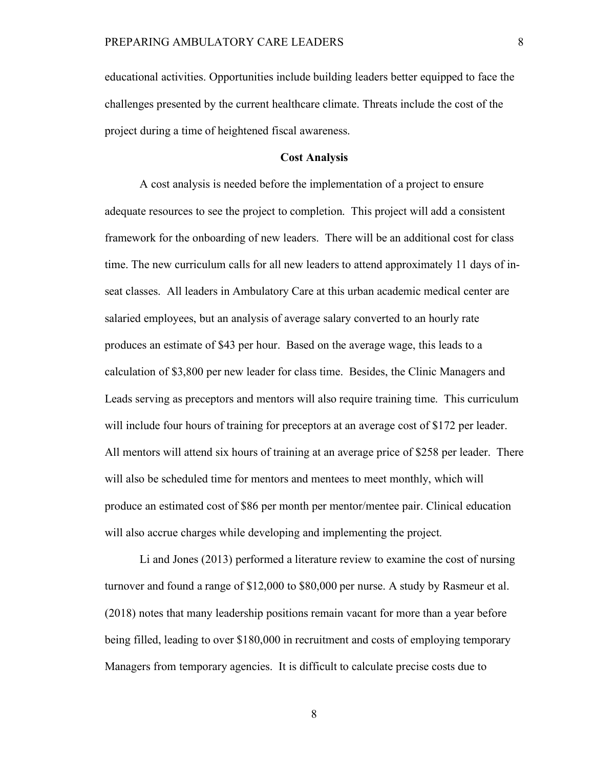educational activities. Opportunities include building leaders better equipped to face the challenges presented by the current healthcare climate. Threats include the cost of the project during a time of heightened fiscal awareness.

## Cost Analysis

A cost analysis is needed before the implementation of a project to ensure adequate resources to see the project to completion. This project will add a consistent framework for the onboarding of new leaders. There will be an additional cost for class time. The new curriculum calls for all new leaders to attend approximately 11 days of in-seat classes. All leaders in Ambulatory Care at this urban academic medical center are salaried employees, but an analysis of average salary converted to an hourly rate produces an estimate of $43 per hour. Based on the average wage, this leads to a calculation of $3,800 per new leader for class time. Besides, the Clinic Managers and Leads serving as preceptors and mentors will also require training time. This curriculum will include four hours of training for preceptors at an average cost of $172 per leader. All mentors will attend six hours of training at an average price of $258 per leader. There will also be scheduled time for mentors and mentees to meet monthly, which will produce an estimated cost of $86 per month per mentor/mentee pair. Clinical education will also accrue charges while developing and implementing the project.

Li and Jones (2013) performed a literature review to examine the cost of nursing turnover and found a range of $12,000 to $80,000 per nurse. A study by Rasmeur et al. (2018) notes that many leadership positions remain vacant for more than a year before being filled, leading to over $180,000 in recruitment and costs of employing temporary Managers from temporary agencies. It is difficult to calculate precise costs due to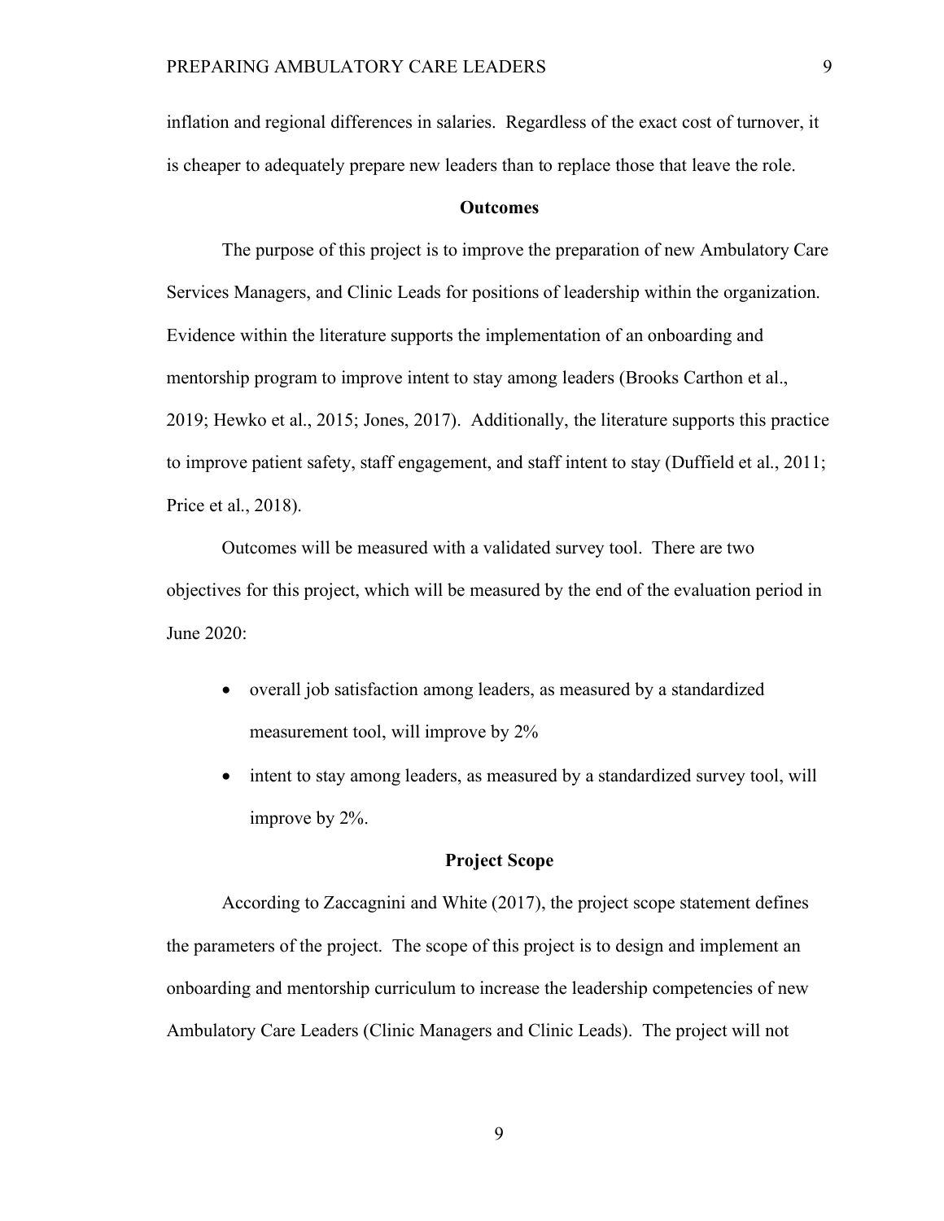inflation and regional differences in salaries. Regardless of the exact cost of turnover, it is cheaper to adequately prepare new leaders than to replace those that leave the role.

## Outcomes

The purpose of this project is to improve the preparation of new Ambulatory Care Services Managers, and Clinic Leads for positions of leadership within the organization. Evidence within the literature supports the implementation of an onboarding and mentorship program to improve intent to stay among leaders (Brooks Carthon et al., 2019; Hewko et al., 2015; Jones, 2017). Additionally, the literature supports this practice to improve patient safety, staff engagement, and staff intent to stay (Duffield et al., 2011; Price et al., 2018).

Outcomes will be measured with a validated survey tool. There are two objectives for this project, which will be measured by the end of the evaluation period in June 2020:

- overall job satisfaction among leaders, as measured by a standardized measurement tool, will improve by 2%
- intent to stay among leaders, as measured by a standardized survey tool, will improve by 2%.

## Project Scope

According to Zaccagnini and White (2017), the project scope statement defines the parameters of the project. The scope of this project is to design and implement an onboarding and mentorship curriculum to increase the leadership competencies of new Ambulatory Care Leaders (Clinic Managers and Clinic Leads). The project will not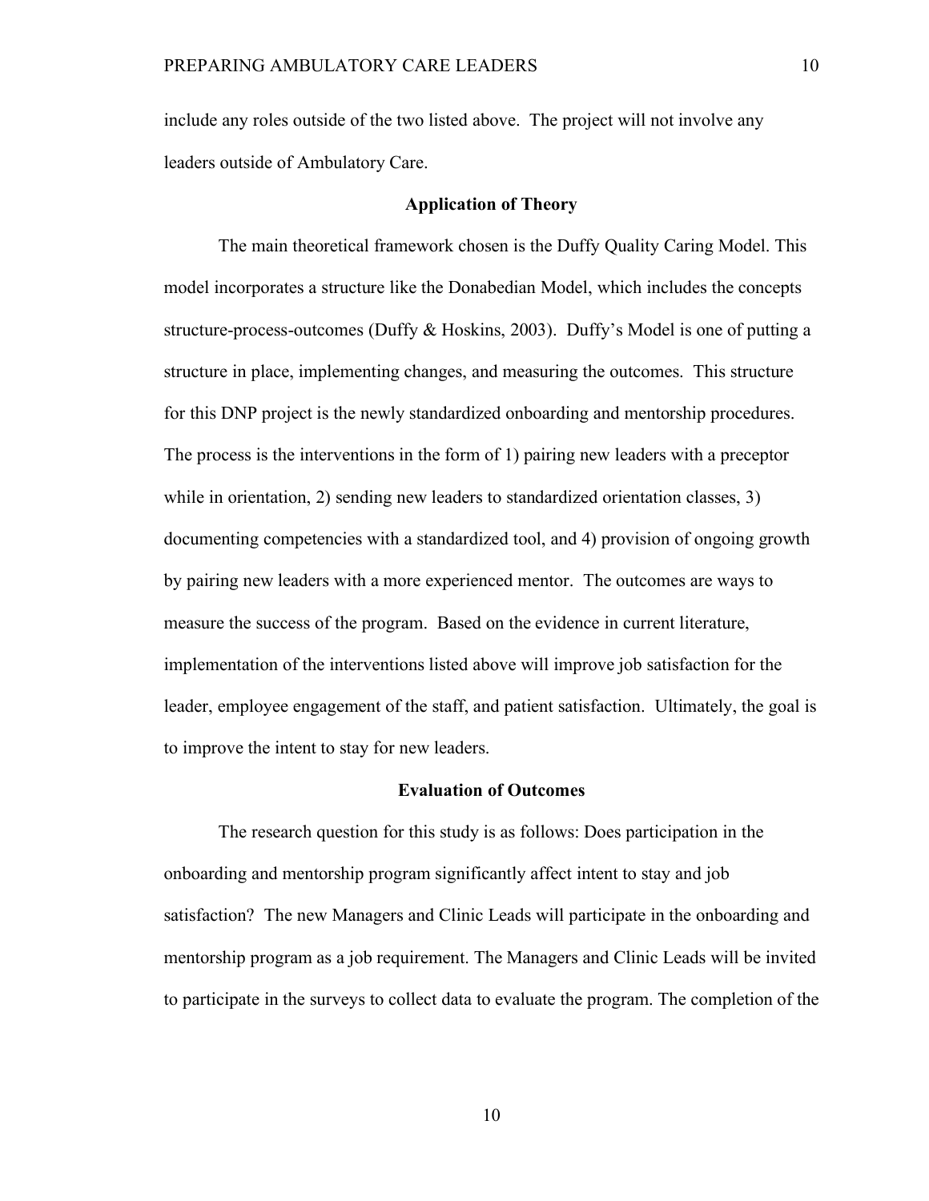include any roles outside of the two listed above. The project will not involve any leaders outside of Ambulatory Care.

## Application of Theory

The main theoretical framework chosen is the Duffy Quality Caring Model. This model incorporates a structure like the Donabedian Model, which includes the concepts structure-process-outcomes (Duffy & Hoskins, 2003). Duffy's Model is one of putting a structure in place, implementing changes, and measuring the outcomes. This structure for this DNP project is the newly standardized onboarding and mentorship procedures. The process is the interventions in the form of 1) pairing new leaders with a preceptor while in orientation, 2) sending new leaders to standardized orientation classes, 3) documenting competencies with a standardized tool, and 4) provision of ongoing growth by pairing new leaders with a more experienced mentor. The outcomes are ways to measure the success of the program. Based on the evidence in current literature, implementation of the interventions listed above will improve job satisfaction for the leader, employee engagement of the staff, and patient satisfaction. Ultimately, the goal is to improve the intent to stay for new leaders.

## Evaluation of Outcomes

The research question for this study is as follows: Does participation in the onboarding and mentorship program significantly affect intent to stay and job satisfaction? The new Managers and Clinic Leads will participate in the onboarding and mentorship program as a job requirement. The Managers and Clinic Leads will be invited to participate in the surveys to collect data to evaluate the program. The completion of the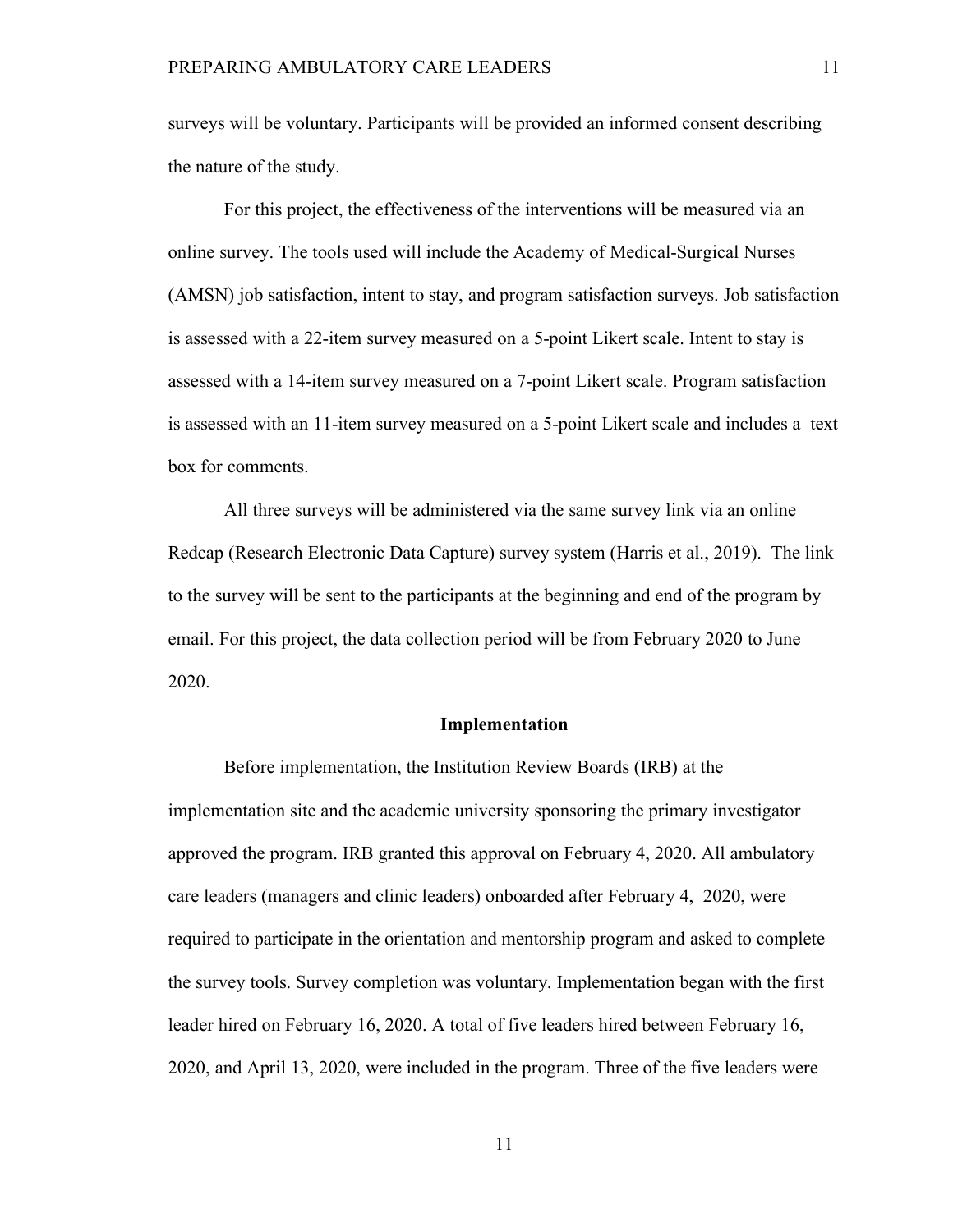surveys will be voluntary. Participants will be provided an informed consent describing the nature of the study.

For this project, the effectiveness of the interventions will be measured via an online survey. The tools used will include the Academy of Medical-Surgical Nurses (AMSN) job satisfaction, intent to stay, and program satisfaction surveys. Job satisfaction is assessed with a 22-item survey measured on a 5-point Likert scale. Intent to stay is assessed with a 14-item survey measured on a 7-point Likert scale. Program satisfaction is assessed with an 11-item survey measured on a 5-point Likert scale and includes a text box for comments.

All three surveys will be administered via the same survey link via an online Redcap (Research Electronic Data Capture) survey system (Harris et al., 2019). The link to the survey will be sent to the participants at the beginning and end of the program by email. For this project, the data collection period will be from February 2020 to June 2020.

## Implementation

Before implementation, the Institution Review Boards (IRB) at the implementation site and the academic university sponsoring the primary investigator approved the program. IRB granted this approval on February 4, 2020. All ambulatory care leaders (managers and clinic leaders) onboarded after February 4, 2020, were required to participate in the orientation and mentorship program and asked to complete the survey tools. Survey completion was voluntary. Implementation began with the first leader hired on February 16, 2020. A total of five leaders hired between February 16, 2020, and April 13, 2020, were included in the program. Three of the five leaders were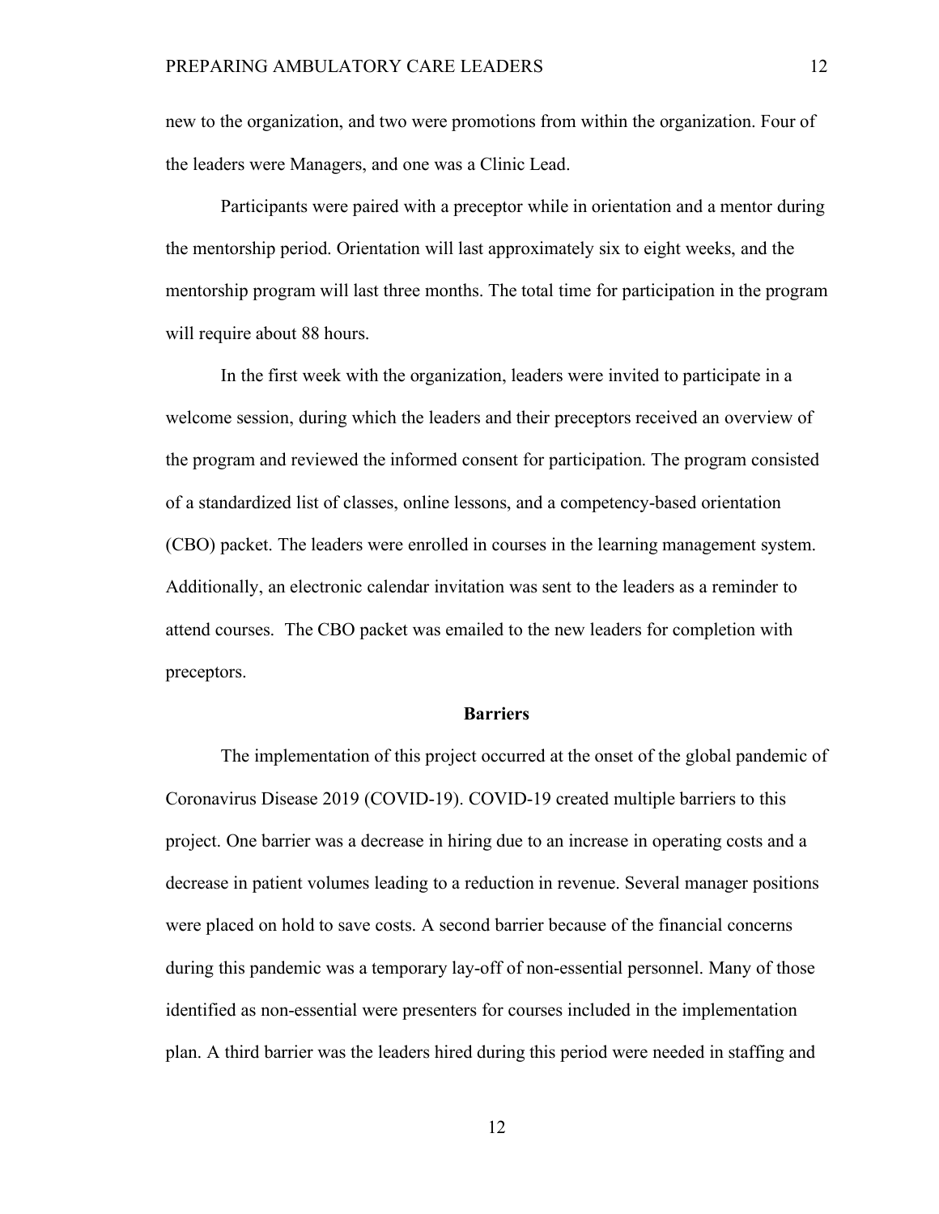new to the organization, and two were promotions from within the organization. Four of the leaders were Managers, and one was a Clinic Lead.

Participants were paired with a preceptor while in orientation and a mentor during the mentorship period. Orientation will last approximately six to eight weeks, and the mentorship program will last three months. The total time for participation in the program will require about 88 hours.

In the first week with the organization, leaders were invited to participate in a welcome session, during which the leaders and their preceptors received an overview of the program and reviewed the informed consent for participation. The program consisted of a standardized list of classes, online lessons, and a competency-based orientation (CBO) packet. The leaders were enrolled in courses in the learning management system. Additionally, an electronic calendar invitation was sent to the leaders as a reminder to attend courses. The CBO packet was emailed to the new leaders for completion with preceptors.

## Barriers

The implementation of this project occurred at the onset of the global pandemic of Coronavirus Disease 2019 (COVID-19). COVID-19 created multiple barriers to this project. One barrier was a decrease in hiring due to an increase in operating costs and a decrease in patient volumes leading to a reduction in revenue. Several manager positions were placed on hold to save costs. A second barrier because of the financial concerns during this pandemic was a temporary lay-off of non-essential personnel. Many of those identified as non-essential were presenters for courses included in the implementation plan. A third barrier was the leaders hired during this period were needed in staffing and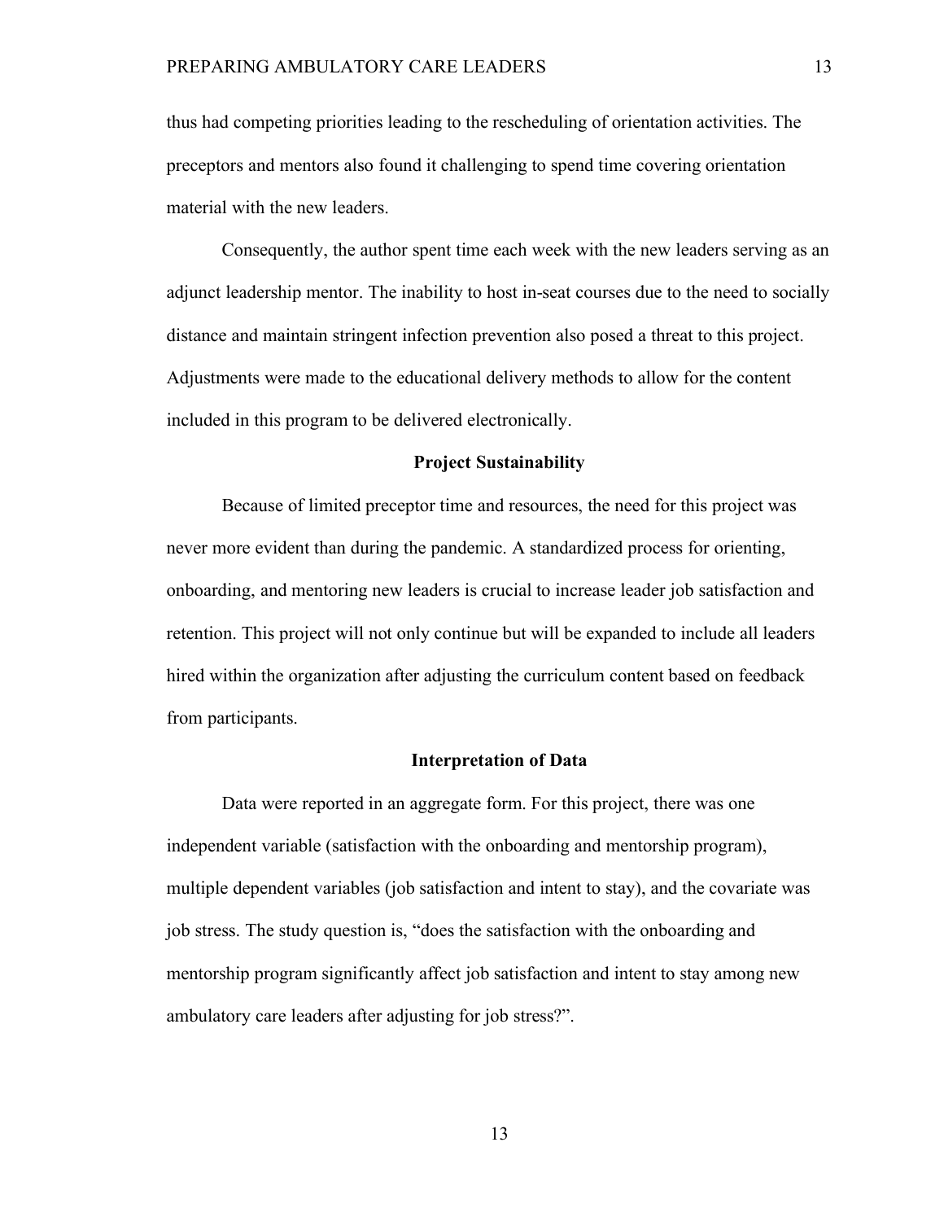thus had competing priorities leading to the rescheduling of orientation activities. The preceptors and mentors also found it challenging to spend time covering orientation material with the new leaders.

Consequently, the author spent time each week with the new leaders serving as an adjunct leadership mentor. The inability to host in-seat courses due to the need to socially distance and maintain stringent infection prevention also posed a threat to this project. Adjustments were made to the educational delivery methods to allow for the content included in this program to be delivered electronically.

## Project Sustainability

Because of limited preceptor time and resources, the need for this project was never more evident than during the pandemic. A standardized process for orienting, onboarding, and mentoring new leaders is crucial to increase leader job satisfaction and retention. This project will not only continue but will be expanded to include all leaders hired within the organization after adjusting the curriculum content based on feedback from participants.

## Interpretation of Data

Data were reported in an aggregate form. For this project, there was one independent variable (satisfaction with the onboarding and mentorship program), multiple dependent variables (job satisfaction and intent to stay), and the covariate was job stress. The study question is, "does the satisfaction with the onboarding and mentorship program significantly affect job satisfaction and intent to stay among new ambulatory care leaders after adjusting for job stress?".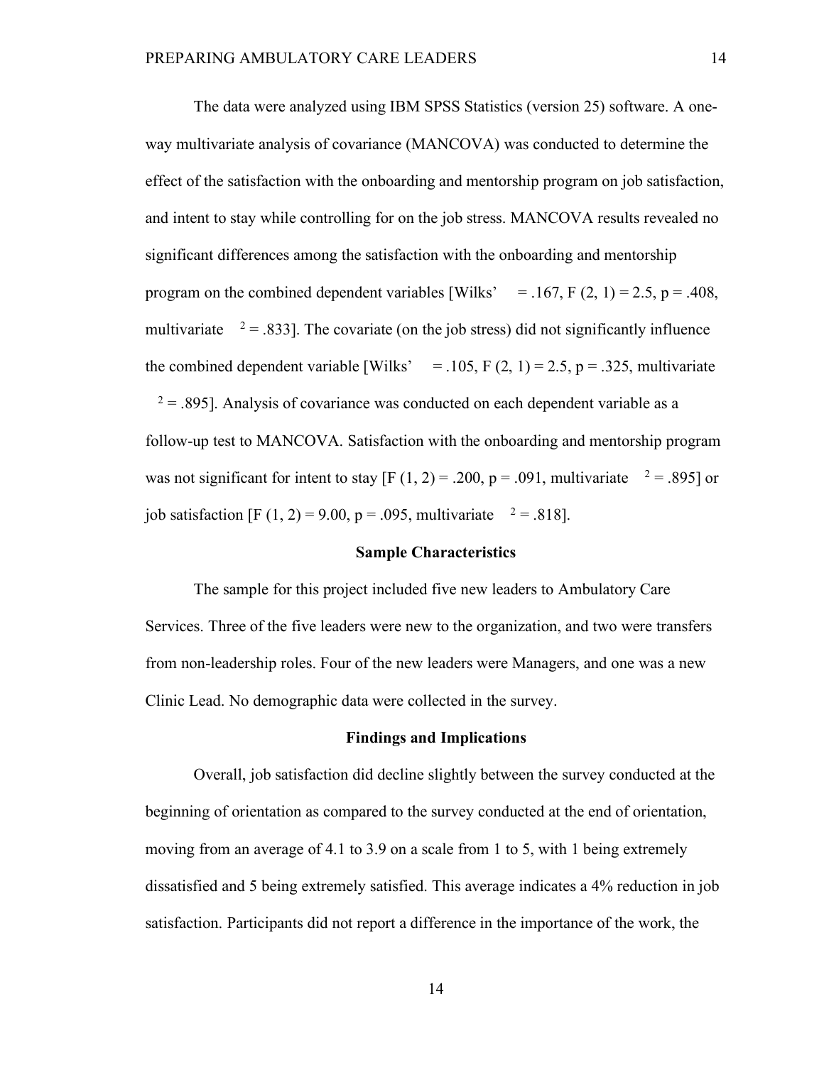The data were analyzed using IBM SPSS Statistics (version 25) software. A one-way multivariate analysis of covariance (MANCOVA) was conducted to determine the effect of the satisfaction with the onboarding and mentorship program on job satisfaction, and intent to stay while controlling for on the job stress. MANCOVA results revealed no significant differences among the satisfaction with the onboarding and mentorship program on the combined dependent variables [Wilks' = .167, $F$ (2, 1) = 2.5, $p$ = .408, multivariate $^{2}$ = .833]. The covariate (on the job stress) did not significantly influence the combined dependent variable [Wilks' = .105, $F$ (2, 1) = 2.5, $p$ = .325, multivariate $^{2}$ = .895]. Analysis of covariance was conducted on each dependent variable as a follow-up test to MANCOVA. Satisfaction with the onboarding and mentorship program was not significant for intent to stay [$F$ (1, 2) = .200, $p$ = .091, multivariate $^{2}$ = .895] or job satisfaction [$F$ (1, 2) = 9.00, $p$ = .095, multivariate $^{2}$ = .818].

## Sample Characteristics

The sample for this project included five new leaders to Ambulatory Care Services. Three of the five leaders were new to the organization, and two were transfers from non-leadership roles. Four of the new leaders were Managers, and one was a new Clinic Lead. No demographic data were collected in the survey.

## Findings and Implications

Overall, job satisfaction did decline slightly between the survey conducted at the beginning of orientation as compared to the survey conducted at the end of orientation, moving from an average of 4.1 to 3.9 on a scale from 1 to 5, with 1 being extremely dissatisfied and 5 being extremely satisfied. This average indicates a 4% reduction in job satisfaction. Participants did not report a difference in the importance of the work, the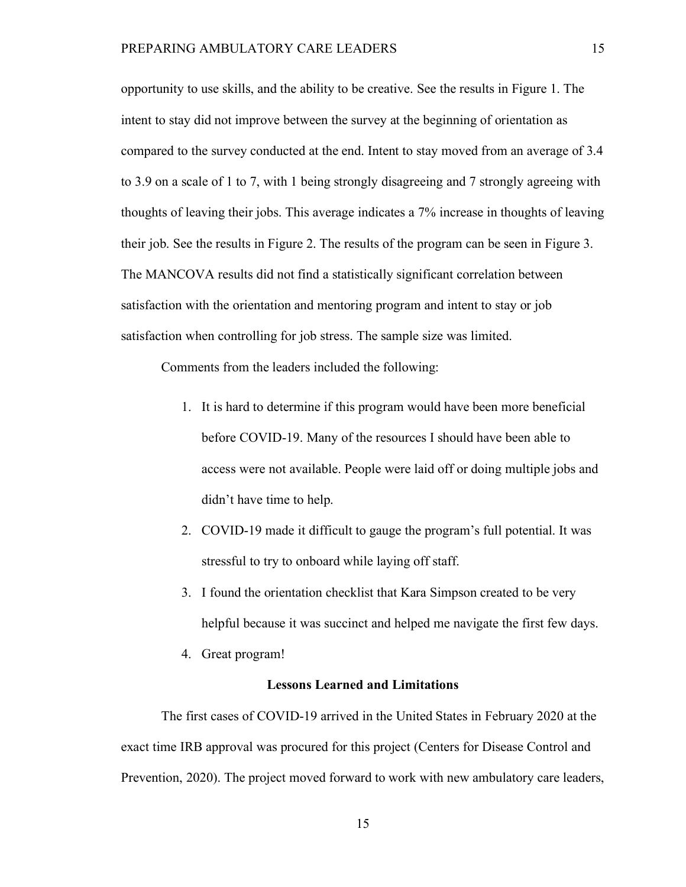opportunity to use skills, and the ability to be creative. See the results in Figure 1. The intent to stay did not improve between the survey at the beginning of orientation as compared to the survey conducted at the end. Intent to stay moved from an average of 3.4 to 3.9 on a scale of 1 to 7, with 1 being strongly disagreeing and 7 strongly agreeing with thoughts of leaving their jobs. This average indicates a 7% increase in thoughts of leaving their job. See the results in Figure 2. The results of the program can be seen in Figure 3. The MANCOVA results did not find a statistically significant correlation between satisfaction with the orientation and mentoring program and intent to stay or job satisfaction when controlling for job stress. The sample size was limited.

Comments from the leaders included the following:

1. It is hard to determine if this program would have been more beneficial before COVID-19. Many of the resources I should have been able to access were not available. People were laid off or doing multiple jobs and didn't have time to help.
2. COVID-19 made it difficult to gauge the program's full potential. It was stressful to try to onboard while laying off staff.
3. I found the orientation checklist that Kara Simpson created to be very helpful because it was succinct and helped me navigate the first few days.
4. Great program!

## Lessons Learned and Limitations

The first cases of COVID-19 arrived in the United States in February 2020 at the exact time IRB approval was procured for this project (Centers for Disease Control and Prevention, 2020). The project moved forward to work with new ambulatory care leaders,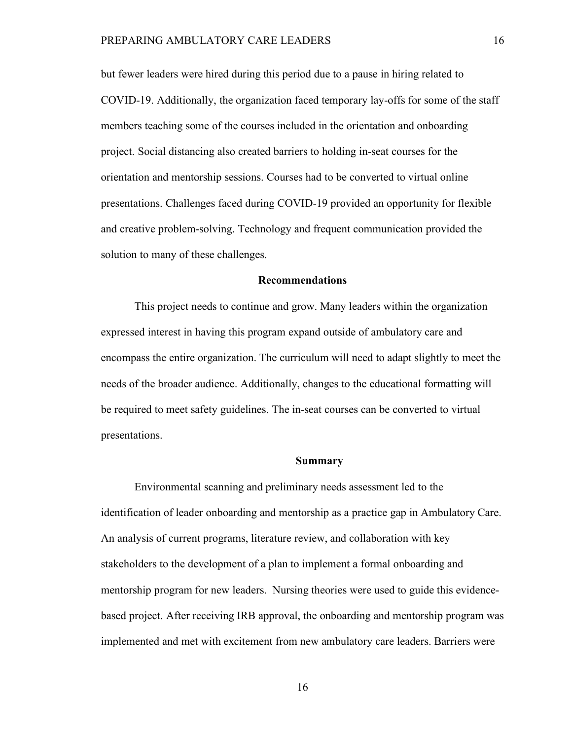but fewer leaders were hired during this period due to a pause in hiring related to COVID-19. Additionally, the organization faced temporary lay-offs for some of the staff members teaching some of the courses included in the orientation and onboarding project. Social distancing also created barriers to holding in-seat courses for the orientation and mentorship sessions. Courses had to be converted to virtual online presentations. Challenges faced during COVID-19 provided an opportunity for flexible and creative problem-solving. Technology and frequent communication provided the solution to many of these challenges.

## Recommendations

This project needs to continue and grow. Many leaders within the organization expressed interest in having this program expand outside of ambulatory care and encompass the entire organization. The curriculum will need to adapt slightly to meet the needs of the broader audience. Additionally, changes to the educational formatting will be required to meet safety guidelines. The in-seat courses can be converted to virtual presentations.

## Summary

Environmental scanning and preliminary needs assessment led to the identification of leader onboarding and mentorship as a practice gap in Ambulatory Care. An analysis of current programs, literature review, and collaboration with key stakeholders to the development of a plan to implement a formal onboarding and mentorship program for new leaders. Nursing theories were used to guide this evidence-based project. After receiving IRB approval, the onboarding and mentorship program was implemented and met with excitement from new ambulatory care leaders. Barriers were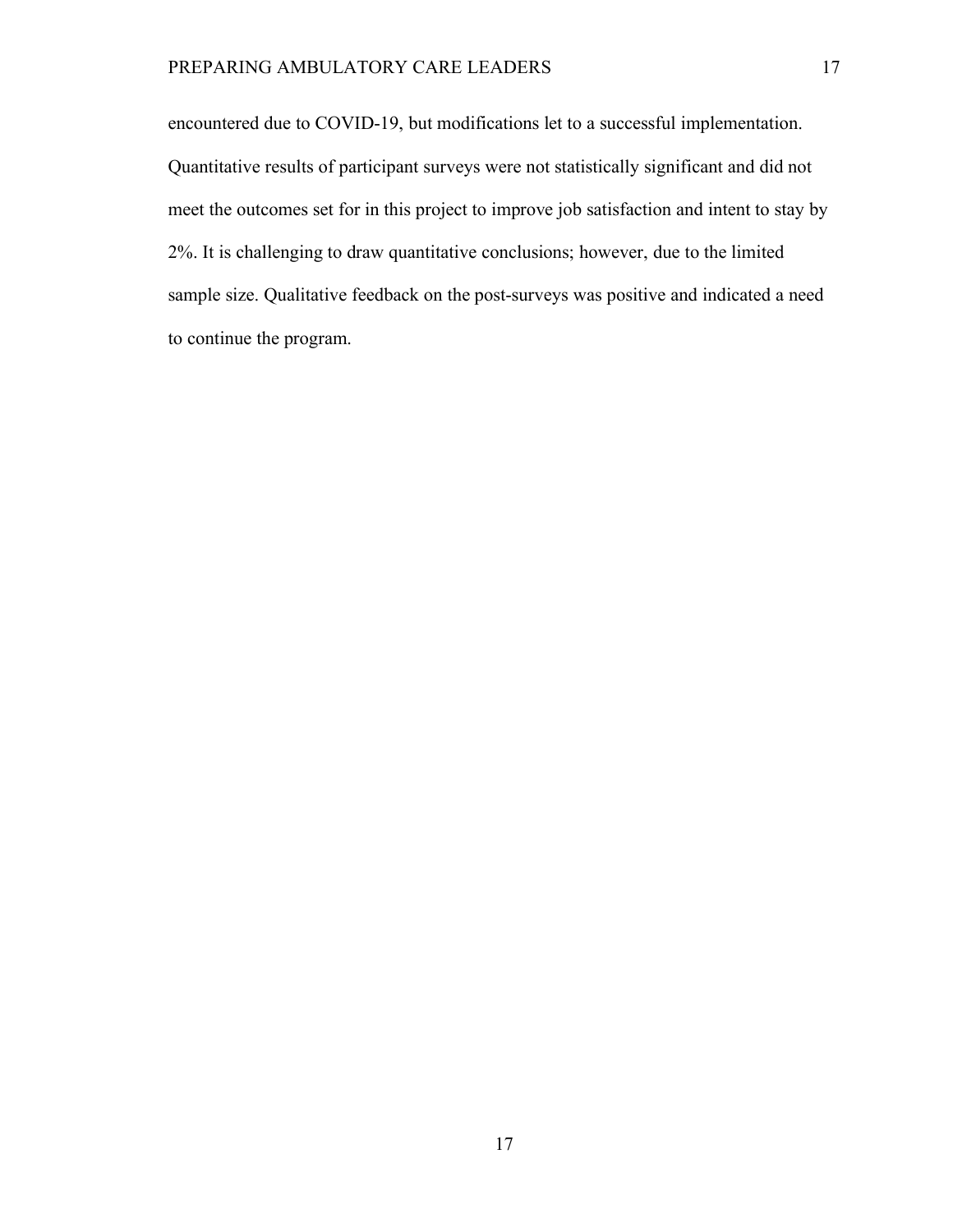encountered due to COVID-19, but modifications let to a successful implementation. Quantitative results of participant surveys were not statistically significant and did not meet the outcomes set for in this project to improve job satisfaction and intent to stay by 2%. It is challenging to draw quantitative conclusions; however, due to the limited sample size. Qualitative feedback on the post-surveys was positive and indicated a need to continue the program.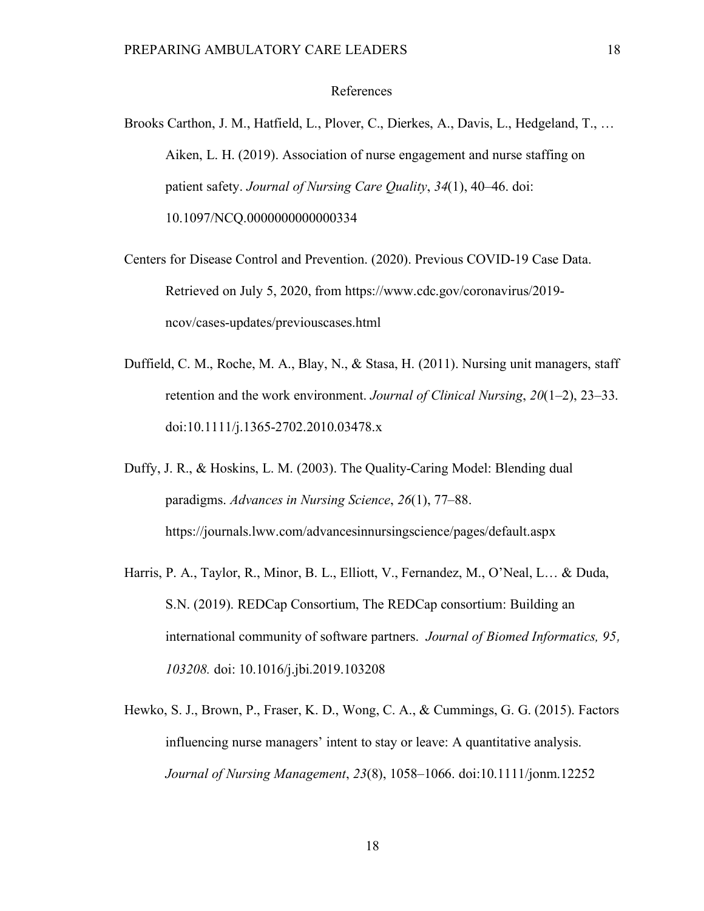# References

Brooks Carthon, J. M., Hatfield, L., Plover, C., Dierkes, A., Davis, L., Hedgeland, T., … Aiken, L. H. (2019). Association of nurse engagement and nurse staffing on patient safety. *Journal of Nursing Care Quality*, *34*(1), 40–46. doi: 10.1097/NCQ.0000000000000334

Centers for Disease Control and Prevention. (2020). Previous COVID-19 Case Data. Retrieved on July 5, 2020, from https://www.cdc.gov/coronavirus/2019-ncov/cases-updates/previouscases.html

Duffield, C. M., Roche, M. A., Blay, N., & Stasa, H. (2011). Nursing unit managers, staff retention and the work environment. *Journal of Clinical Nursing*, *20*(1–2), 23–33. doi:10.1111/j.1365-2702.2010.03478.x

Duffy, J. R., & Hoskins, L. M. (2003). The Quality-Caring Model: Blending dual paradigms. *Advances in Nursing Science*, *26*(1), 77–88. https://journals.lww.com/advancesinnursingscience/pages/default.aspx

Harris, P. A., Taylor, R., Minor, B. L., Elliott, V., Fernandez, M., O'Neal, L… & Duda, S.N. (2019). REDCap Consortium, The REDCap consortium: Building an international community of software partners. *Journal of Biomed Informatics, 95, 103208.* doi: 10.1016/j.jbi.2019.103208

Hewko, S. J., Brown, P., Fraser, K. D., Wong, C. A., & Cummings, G. G. (2015). Factors influencing nurse managers' intent to stay or leave: A quantitative analysis. *Journal of Nursing Management*, *23*(8), 1058–1066. doi:10.1111/jonm.12252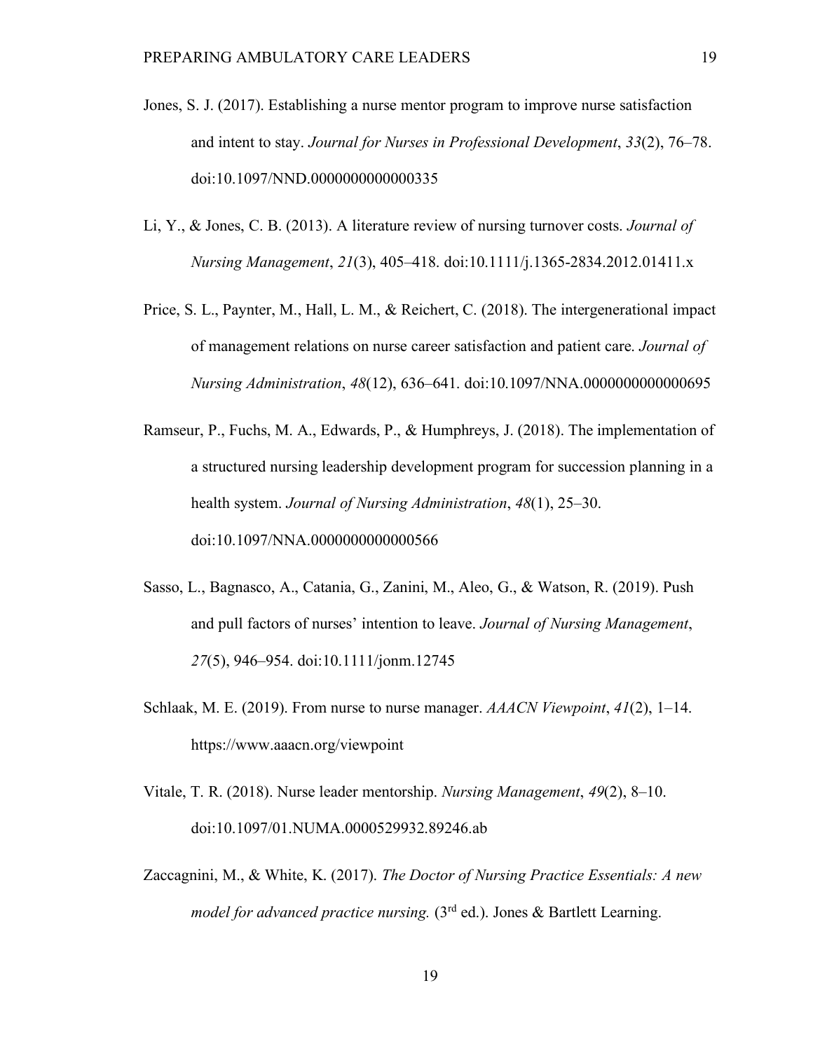Jones, S. J. (2017). Establishing a nurse mentor program to improve nurse satisfaction and intent to stay. *Journal for Nurses in Professional Development*, *33*(2), 76–78. doi:10.1097/NND.0000000000000335

Li, Y., & Jones, C. B. (2013). A literature review of nursing turnover costs. *Journal of Nursing Management*, *21*(3), 405–418. doi:10.1111/j.1365-2834.2012.01411.x

Price, S. L., Paynter, M., Hall, L. M., & Reichert, C. (2018). The intergenerational impact of management relations on nurse career satisfaction and patient care. *Journal of Nursing Administration*, *48*(12), 636–641. doi:10.1097/NNA.0000000000000695

Ramseur, P., Fuchs, M. A., Edwards, P., & Humphreys, J. (2018). The implementation of a structured nursing leadership development program for succession planning in a health system. *Journal of Nursing Administration*, *48*(1), 25–30. doi:10.1097/NNA.0000000000000566

Sasso, L., Bagnasco, A., Catania, G., Zanini, M., Aleo, G., & Watson, R. (2019). Push and pull factors of nurses' intention to leave. *Journal of Nursing Management*, *27*(5), 946–954. doi:10.1111/jonm.12745

Schlaak, M. E. (2019). From nurse to nurse manager. *AAACN Viewpoint*, *41*(2), 1–14. https://www.aaacn.org/viewpoint

Vitale, T. R. (2018). Nurse leader mentorship. *Nursing Management*, *49*(2), 8–10. doi:10.1097/01.NUMA.0000529932.89246.ab

Zaccagnini, M., & White, K. (2017). *The Doctor of Nursing Practice Essentials: A new model for advanced practice nursing.* (3rd ed.). Jones & Bartlett Learning.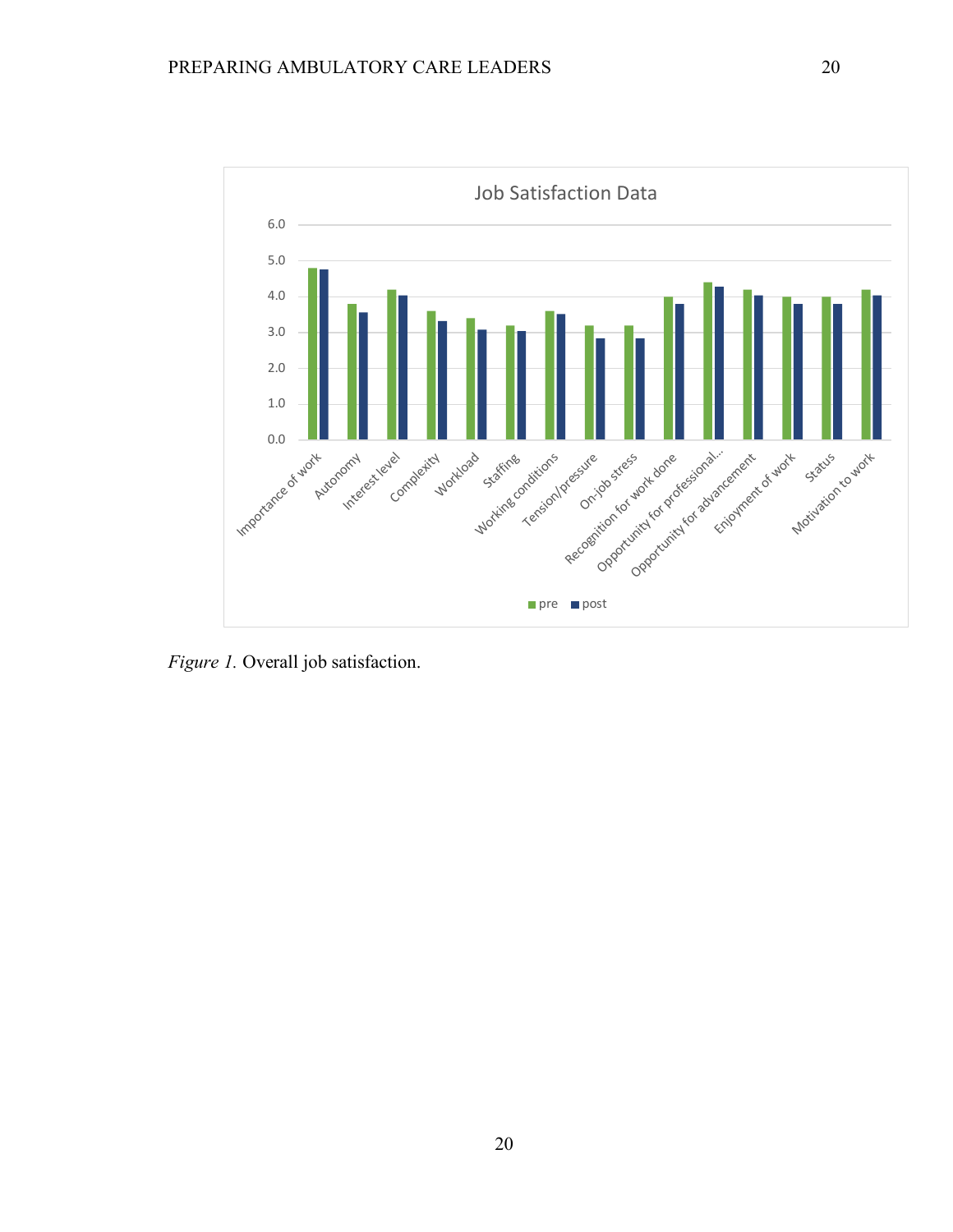*Figure 1.* Overall job satisfaction.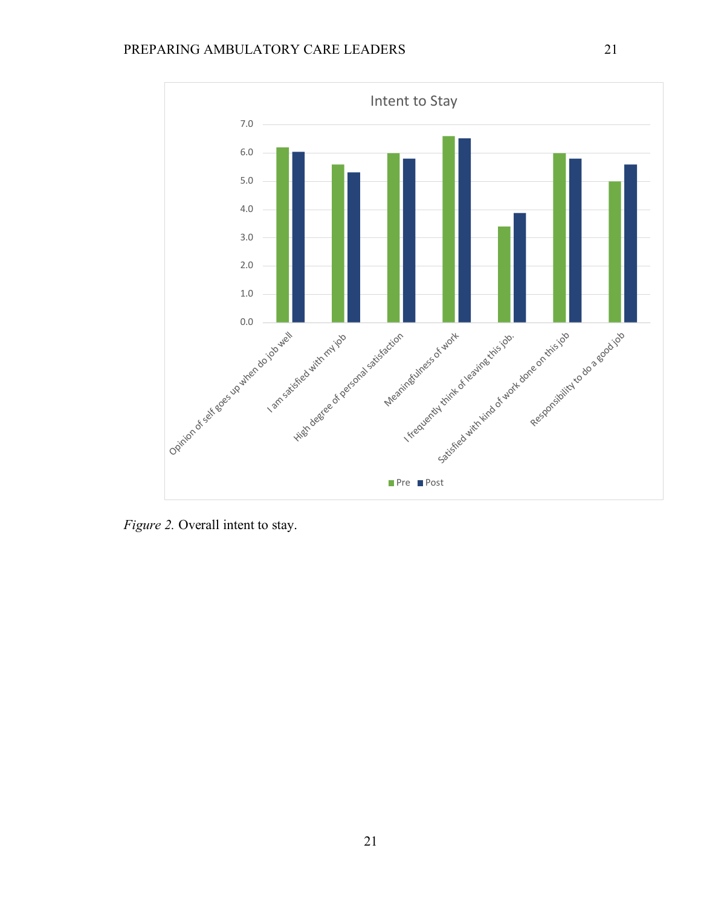*Figure 2.* Overall intent to stay.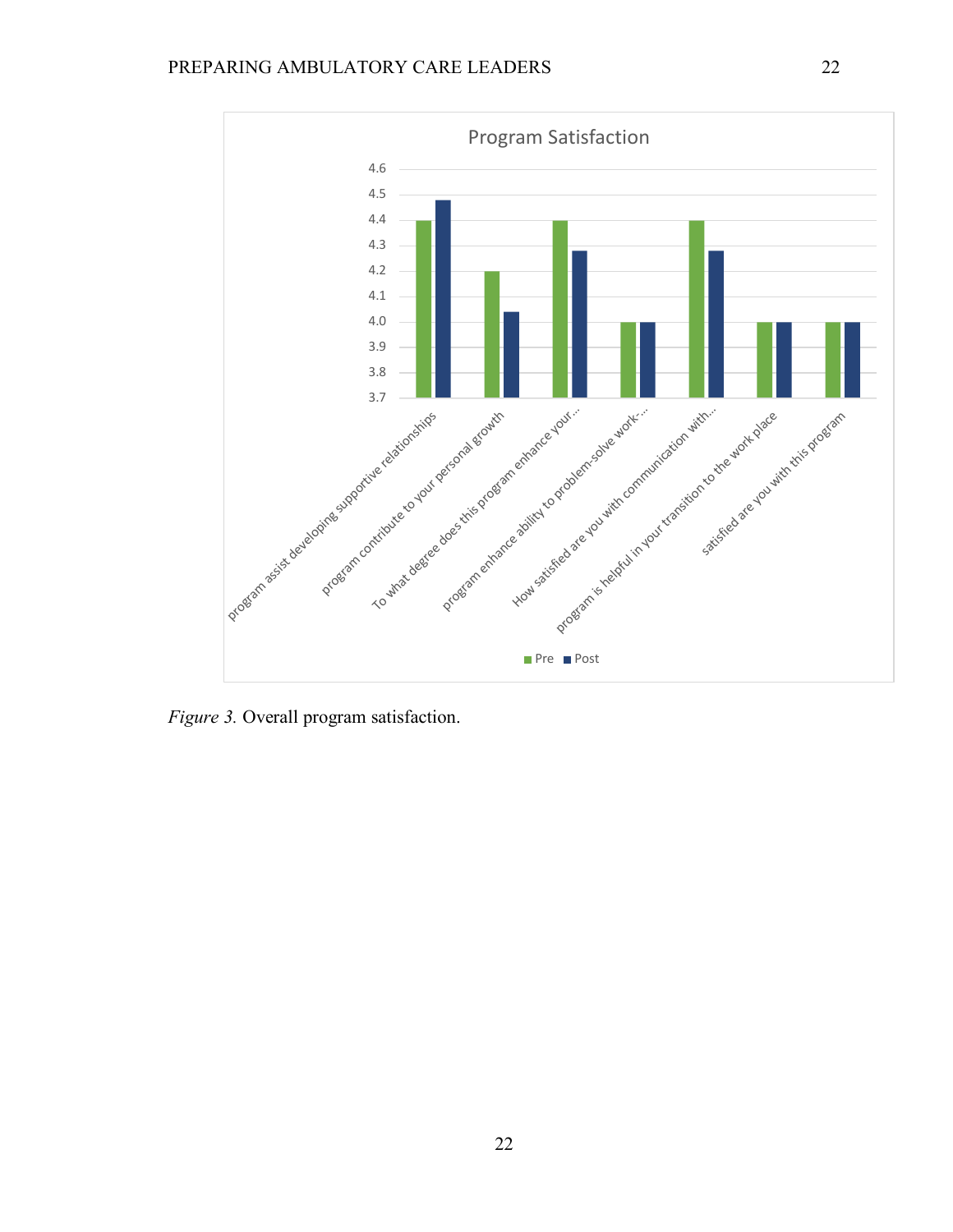Program Satisfaction

4.6
4.5
4.4
4.3
4.2
4.1
4.0
3.9
3.8
3.7

program assist developing supportive relationships
program contribute to your personal growth
To what degree does this program enhance your...
program enhance ability to problem-solve work-...
How satisfied are you with communication with...
program is helpful in your transition to the work place
satisfied are you with this program

Pre
Post

*Figure 3.* Overall program satisfaction.